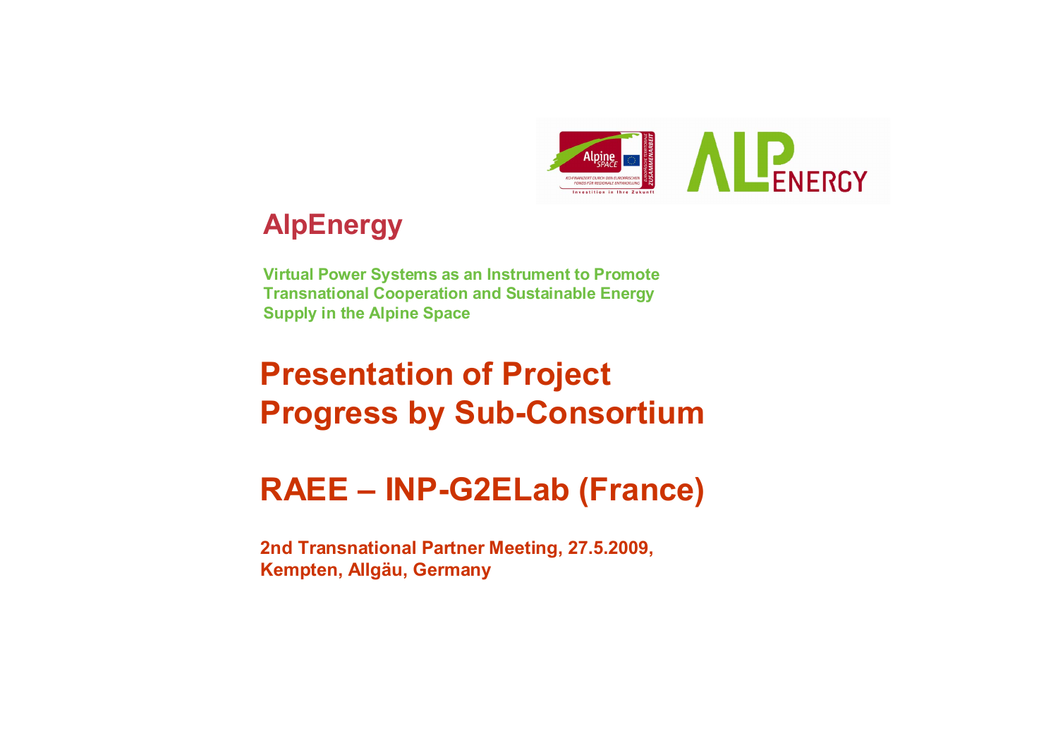# AlpEnergy

**Virtual Power Systems as an Instrument to Promote Transnational Cooperation and Sustainable Energy Supply in the Alpine Space**

## Presentation of Project Progress by Sub-Consortium

## RAEE – INP-G2ELab (France)

**2nd Transnational Partner Meeting, 27.5.2009, Kempten, Allgäu, Germany**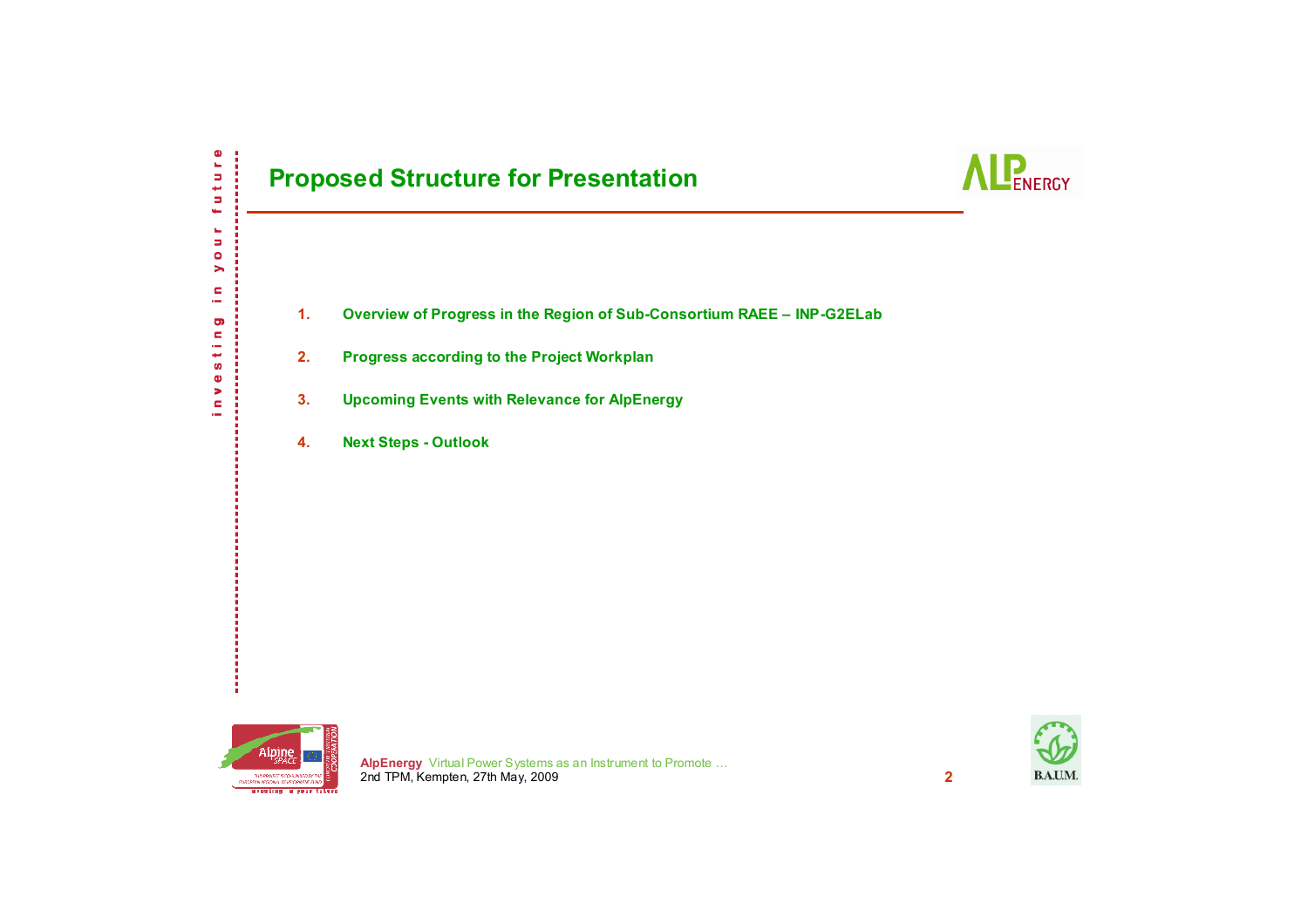# Proposed Structure for Presentation

1. **Overview of Progress in the Region of Sub-Consortium RAEE – INP-G2ELab**
2. **Progress according to the Project Workplan**
3. **Upcoming Events with Relevance for AlpEnergy**
4. **Next Steps - Outlook**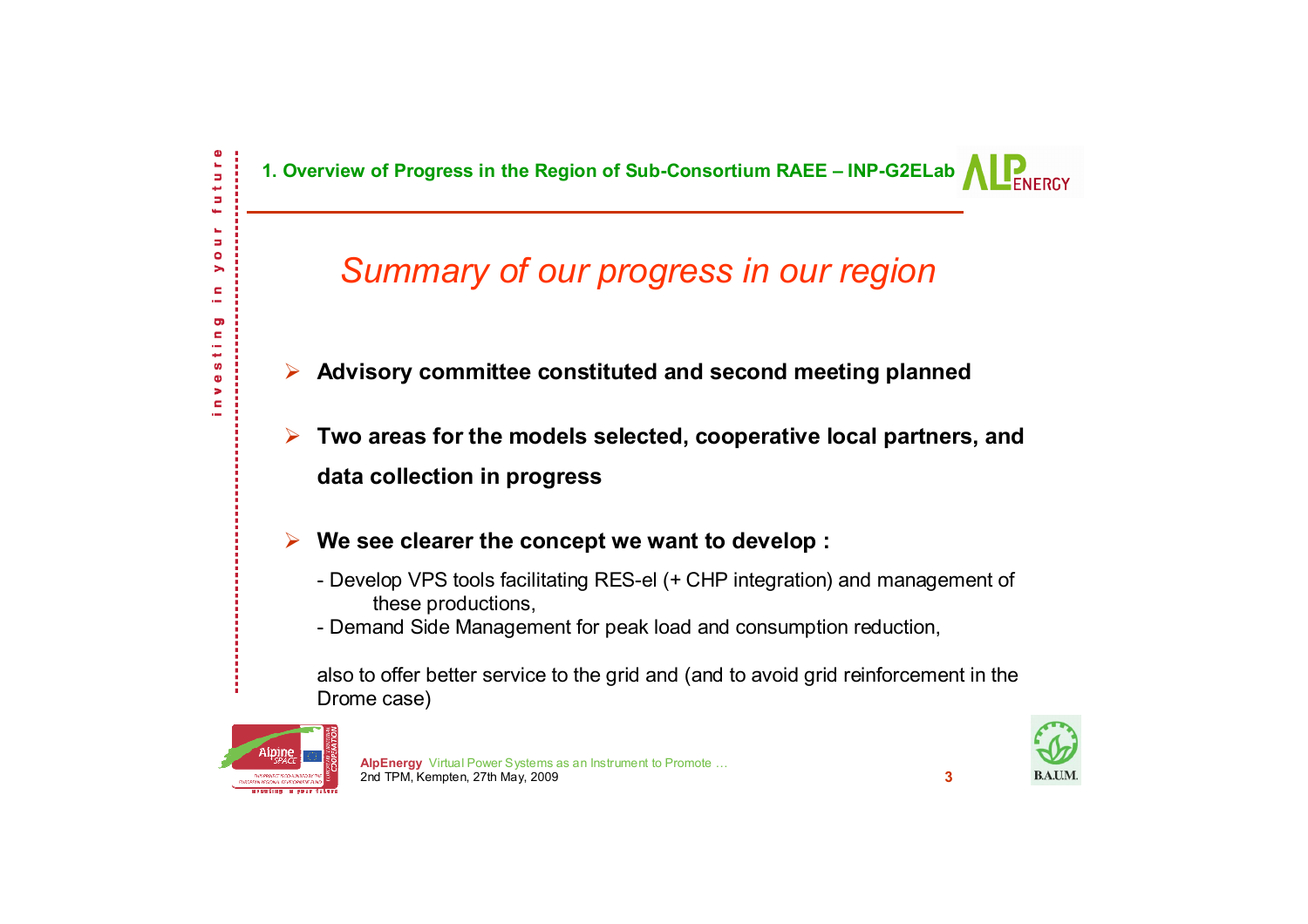## 1. Overview of Progress in the Region of Sub-Consortium RAEE – INP-G2ELab

### *Summary of our progress in our region*

- **Advisory committee constituted and second meeting planned**
- **Two areas for the models selected, cooperative local partners, and data collection in progress**
- **We see clearer the concept we want to develop :**

  - Develop VPS tools facilitating RES-el (+ CHP integration) and management of these productions,
  - Demand Side Management for peak load and consumption reduction,

  also to offer better service to the grid and (and to avoid grid reinforcement in the Drome case)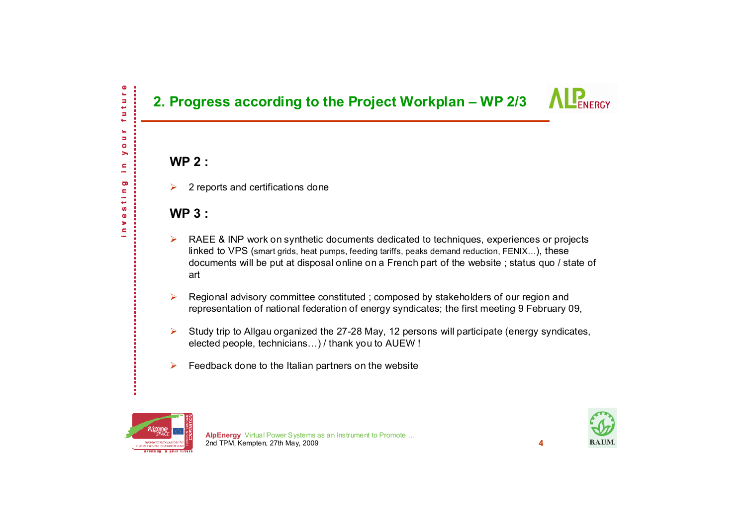## 2. Progress according to the Project Workplan – WP 2/3

### WP 2 :

- 2 reports and certifications done

### WP 3 :

- RAEE & INP work on synthetic documents dedicated to techniques, experiences or projects linked to VPS (smart grids, heat pumps, feeding tariffs, peaks demand reduction, FENIX…), these documents will be put at disposal online on a French part of the website ; status quo / state of art
- Regional advisory committee constituted ; composed by stakeholders of our region and representation of national federation of energy syndicates; the first meeting 9 February 09,
- Study trip to Allgau organized the 27-28 May, 12 persons will participate (energy syndicates, elected people, technicians…) / thank you to AUEW !
- Feedback done to the Italian partners on the website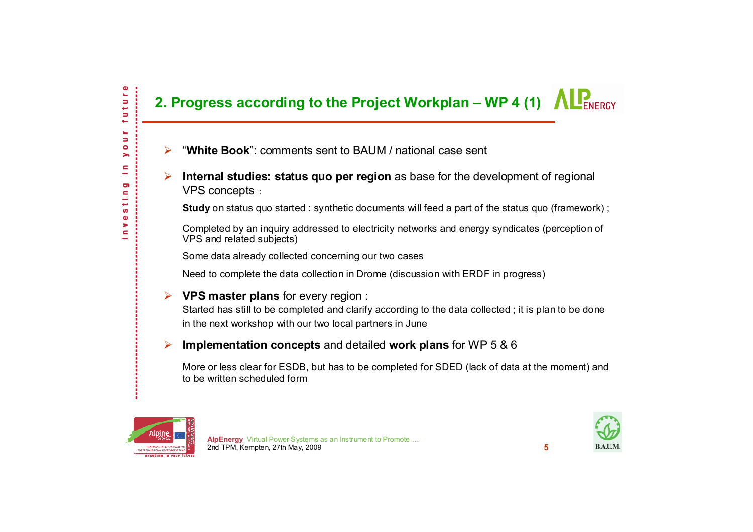## 2. Progress according to the Project Workplan – WP 4 (1)

- "**White Book**": comments sent to BAUM / national case sent
- **Internal studies: status quo per region** as base for the development of regional VPS concepts :

  **Study** on status quo started : synthetic documents will feed a part of the status quo (framework) ;

  Completed by an inquiry addressed to electricity networks and energy syndicates (perception of VPS and related subjects)

  Some data already collected concerning our two cases

  Need to complete the data collection in Drome (discussion with ERDF in progress)

- **VPS master plans** for every region :

  Started has still to be completed and clarify according to the data collected ; it is plan to be done in the next workshop with our two local partners in June

- **Implementation concepts** and detailed **work plans** for WP 5 & 6

  More or less clear for ESDB, but has to be completed for SDED (lack of data at the moment) and to be written scheduled form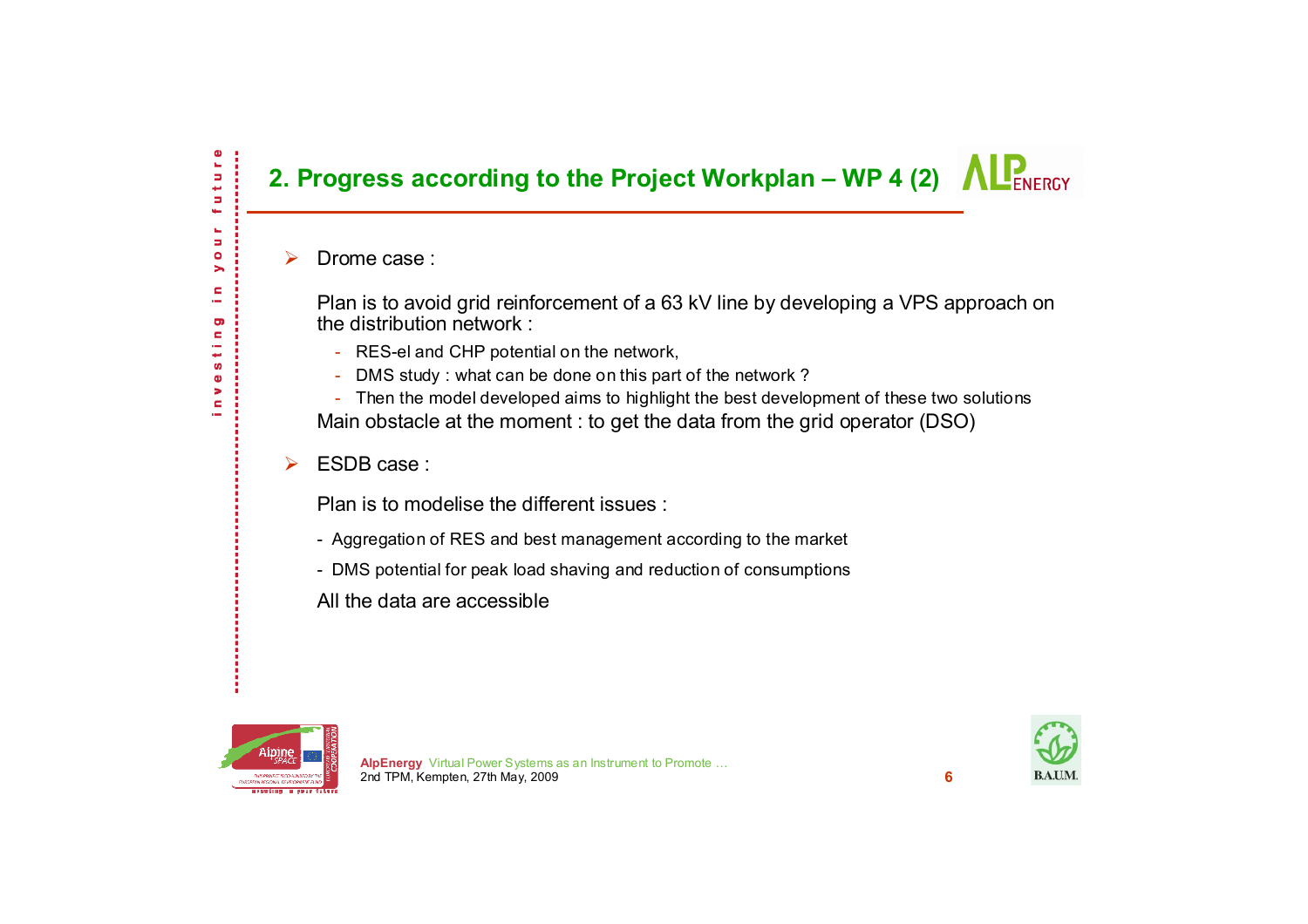## 2. Progress according to the Project Workplan – WP 4 (2)

- Drome case :

  Plan is to avoid grid reinforcement of a 63 kV line by developing a VPS approach on the distribution network :

  - RES-el and CHP potential on the network,
  - DMS study : what can be done on this part of the network ?
  - Then the model developed aims to highlight the best development of these two solutions

  Main obstacle at the moment : to get the data from the grid operator (DSO)

- ESDB case :

  Plan is to modelise the different issues :

  - Aggregation of RES and best management according to the market
  - DMS potential for peak load shaving and reduction of consumptions

  All the data are accessible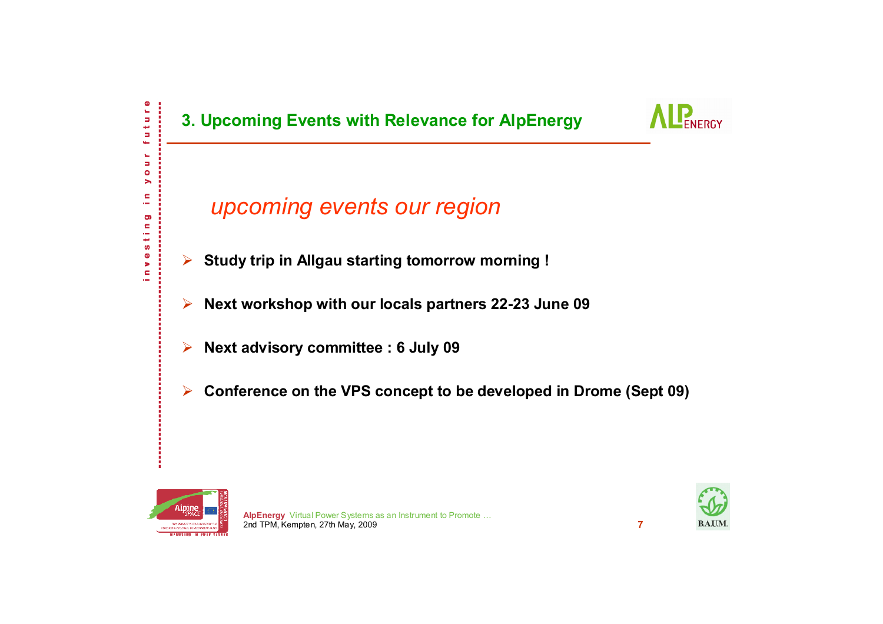## 3. Upcoming Events with Relevance for AlpEnergy

*upcoming events our region*

- **Study trip in Allgau starting tomorrow morning !**
- **Next workshop with our locals partners 22-23 June 09**
- **Next advisory committee : 6 July 09**
- **Conference on the VPS concept to be developed in Drome (Sept 09)**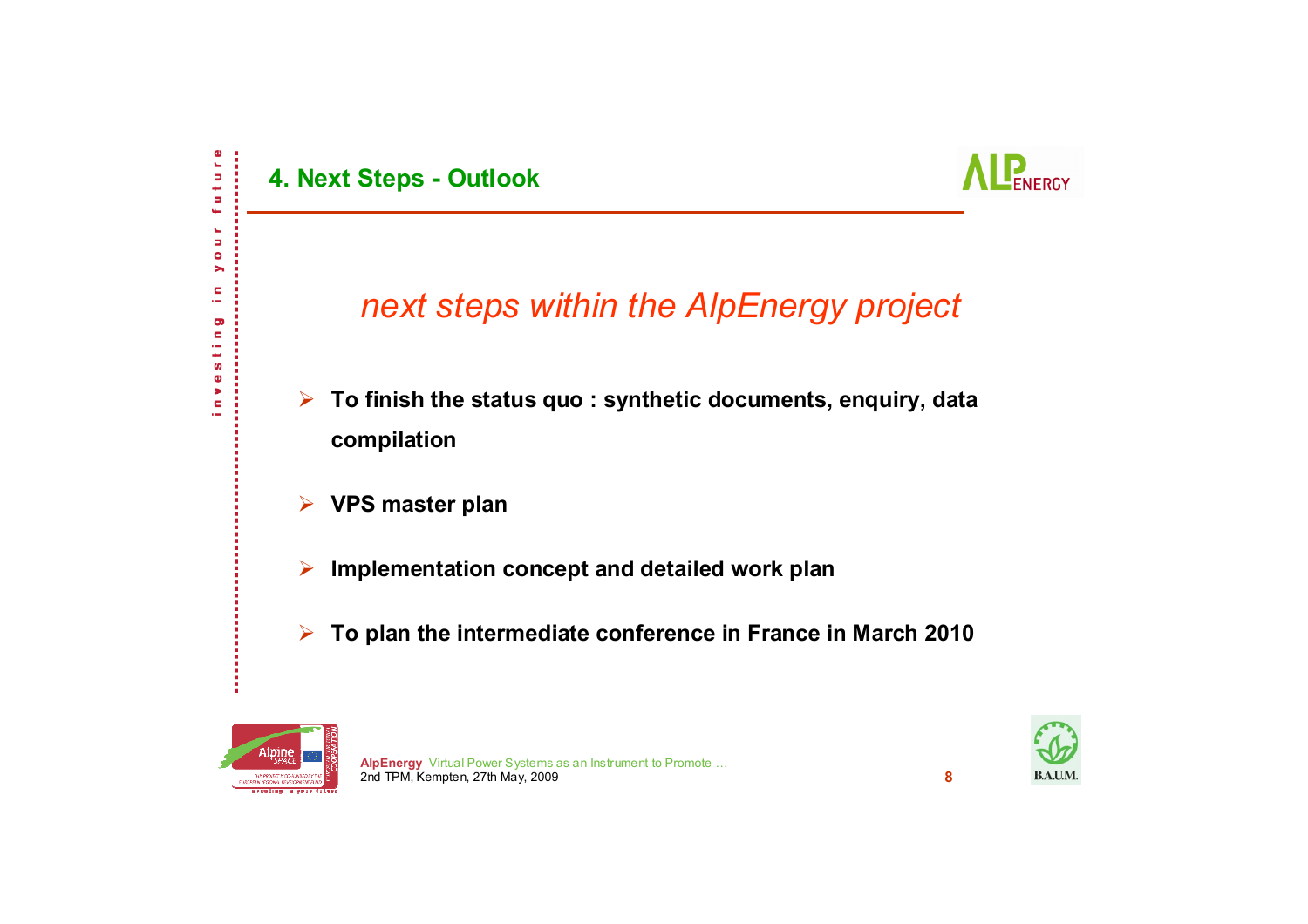## 4. Next Steps - Outlook

*next steps within the AlpEnergy project*

- **To finish the status quo : synthetic documents, enquiry, data compilation**
- **VPS master plan**
- **Implementation concept and detailed work plan**
- **To plan the intermediate conference in France in March 2010**